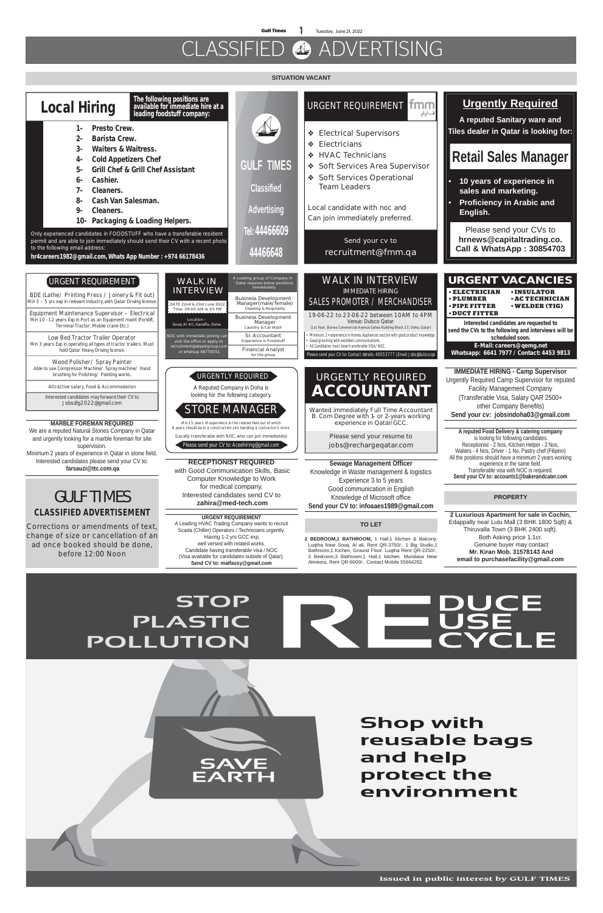# CLASSIFIED ADVERTISING

## SITUATION VACANT

## Local Hiring

**The following positions are available for immediate hire at a leading foodstuff company:**

1. Presto Crew.
2. Barista Crew.
3. Waiters & Waitress.
4. Cold Appetizers Chef
5. Grill Chef & Grill Chef Assistant
6. Cashier.
7. Cleaners.
8. Cash Van Salesman.
9. Cleaners.
10. Packaging & Loading Helpers.

Only experienced candidates in FOODSTUFF who have a transferable resident permit and are able to join immediately should send their CV with a recent photo to the following email address:

**hr4careers1982@gmail.com, Whats App Number : +974 66178436**

## GULF TIMES Classified Advertising

**Tel: 44466609**

**44466648**

## URGENT REQUIREMENT

- Electrical Supervisors
- Electricians
- HVAC Technicians
- Soft Services Area Supervisor
- Soft Services Operational Team Leaders

Local candidate with noc and Can join immediately preferred.

Send your cv to recruitment@fmm.qa

## Urgently Required

**A reputed Sanitary ware and Tiles dealer in Qatar is looking for:**

## Retail Sales Manager

- **10 years of experience in sales and marketing.**
- **Proficiency in Arabic and English.**

Please send your CVs to **hrnews@capitaltrading.co.** **Call & WhatsApp : 30854703**

## URGENT REQUIREMENT

BDE (Lathe/ Printing Press / Joinery & Fit out)
Min 3 – 5 yrs exp in relevant industry, with Qatar Driving license.

Equipment Maintenance Supervisor – Electrical
Min 10 -12 years Exp in Port as an Equipment maint (Forklift, Terminal Tractor, Mobile crane Etc.)

Low Bed Tractor Trailer Operator
Min 3 years Exp in operating all types of tractor trailers. Must hold Qatar Heavy Driving license.

Wood Polisher/ Spray Painter
Able to use Compressor Machine/ Spray machine/ Hand brushing for Polishing/ Painting works.

Attractive salary, Food & Accommodation

Interested candidates may forward their CV to Jobsdlg2022@gmail.com

## WALK IN INTERVIEW

A Leading group of Company in Qatar requires below positions Immediately.

DATE 22nd & 23rd June 2022
Time: 09:00 AM to 05 PM

Location – Souq Al Ali, Garaffa, Doha

NOC with immediate joining can visit the office or apply to recruitment@alqadigroup.com or whatsup 66770051

- Business Development Manager(male/female) – Cleaning & Hospitality
- Business Development Manager – Laundry & Car Wash
- Sr. Accountant – Experience in Foodstuff
- Financial Analyst – for the group

## WALK IN INTERVIEW

IMMEDIATE HIRING

SALES PROMOTER / MERCHANDISER

19-06-22 to 23-06-22 between 10AM to 4PM
Venue: Dulsco Qatar
(1st floor, Barwa Commercial Avenue Safwa Building Block 23, Doha, Qatar)

- Minimum 2+ experience in Homes Appliances section with good product knowledge.
- Good grooming with excellent communications.
- All Candidates must have transferable VISA/ NOC.

Please send your CV to: Contact details: 40053777 | Email: Jobs@dulsco.qa

## URGENT VACANCIES

- ELECTRICIAN
- PLUMBER
- PIPE FITTER
- DUCT FITTER
- INSULATOR
- AC TECHNICIAN
- WELDER (TIG)

**Interested candidates are requested to send the CVs to the following and interviews will be scheduled soon.**

**E-Mail: careers@qemg.net**

**Whatsapp: 6641 7977 / Contact: 4453 9813**

## URGENTLY REQUIRED

A Reputed Company in Doha is looking for the following category.

## STORE MANAGER

Min.15 years of experience in the related field out of which 8 years should be in a construction site handling a contractor's store.

(Locally transferable with NOC, who can join immediately)

Please send your CV to: Aceehiring@gmail.com

## URGENTLY REQUIRED ACCOUNTANT

Wanted immediately Full Time Accountant B. Com Degree with 1 or 2-years working experience in Qatar/GCC.

Please send your resume to jobs@rechargeqatar.com

**IMMEDIATE HIRING - Camp Supervisor**

Urgently Required Camp Supervisor for reputed Facility Management Company (Transferable Visa, Salary QAR 2500+ other Company Benefits)

**Send your cv: jobsindoha03@gmail.com**

**MARBLE FOREMAN REQUIRED**

We are a reputed Natural Stones Company in Qatar and urgently looking for a marble foreman for site supervision.

Minimum 2 years of experience in Qatar in stone field. Interested candidates please send your CV to: **farsauzi@ttc.com.qa**

**A reputed Food Delivery & catering company** is looking for following candidates.

Receptionist - 2 Nos, Kitchen Helper - 2 Nos, Waiters - 4 Nos, Driver - 1 No, Pastry chef (Filipino)

All the positions should have a minimum 2 years working experience in the same field.

Transferable visa with NOC is required.

**Send your CV to: accounts1@bakerandcater.com**

**RECEPTIONIST REQUIRED**

with Good Communication Skills, Basic Computer Knowledge to Work for medical company.

Interested candidates send CV to **zahira@med-tech.com**

**Sewage Management Officer**

Knowledge in Waste management & logistics

Experience 3 to 5 years

Good communication in English

Knowledge of Microsoft office

**Send your CV to: infoaaes1989@gmail.com**

## GULF TIMES CLASSIFIED ADVERTISEMENT

Corrections or amendments of text, change of size or cancellation of an ad once booked should be done, before 12:00 Noon

**URGENT REQUIREMENT**

A Leading HVAC Trading Company wants to recruit Scada (Chiller) Operators / Technicians urgently.

Having 1-2 yrs GCC exp, well versed with related works.

Candidate having transferable visa / NOC

(Visa available for candidates outside of Qatar).

**Send CV to: malfassy@gmail.com**

## TO LET

**2 BEDROOM,1 BATHROOM,** 1 Hall,1 kitchen & Balcony. Luqtha Near Souq, Al ali, Rent QR-3750/-, 1 Big Studio,1 Bathroom,1 Kichen, Ground Floor. Luqtha Rent QR-2250/-, 3 Bedroom,3 Bathroom,1 Hall,1 kitchen. Mundasa Near Almeera, Rent QR-6000/-. Contact Mobile 55664292.

## PROPERTY

**2 Luxurious Apartment for sale in Cochin,** Edappally near Lulu Mall (3 BHK 1800 Sqft) & Thiruvalla Town (3 BHK 2400 sqft).

Both Asking price 1.1cr.

Genuine buyer may contact

**Mr. Kiran Mob. 31578143 And email to purchasefacility@gmail.com**

## STOP PLASTIC POLLUTION

REDUCE REUSE RECYCLE

SAVE EARTH

**Shop with reusable bags and help protect the environment**

Issued in public interest by GULF TIMES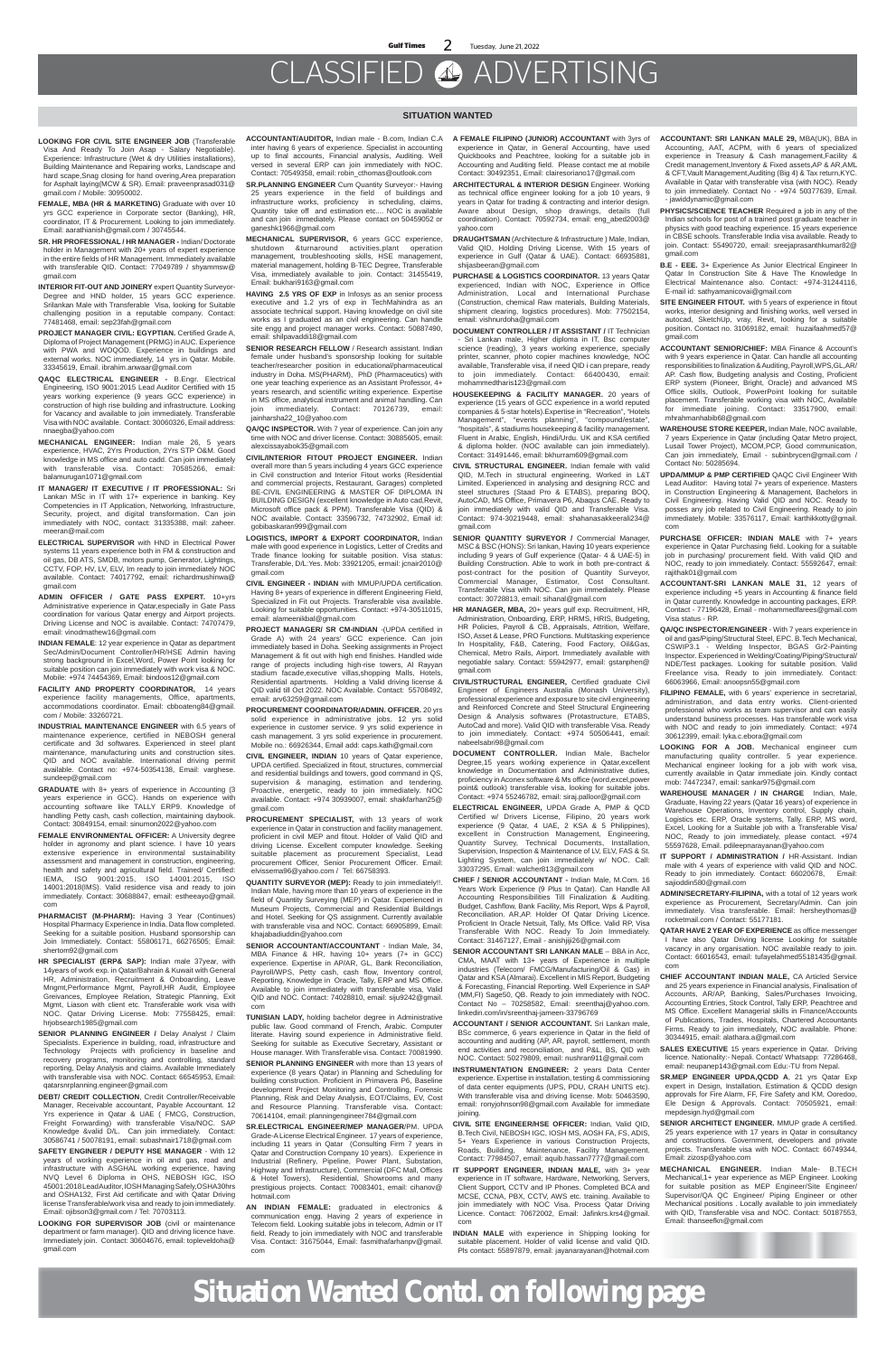# CLASSIFIED ADVERTISING

## SITUATION WANTED

**LOOKING FOR CIVIL SITE ENGINEER JOB** (Transferable Visa And Ready To Join Asap - Salary Negotiable). Experience: Infrastructure (Wet & dry Utilities installations), Building Maintenance and Repairing works, Landscape and hard scape,Snag closing for hand overing,Area preparation for Asphalt laying(MCW & SR). Email: praveenprasad013@gmail.com / Mobile: 30950002.

**FEMALE, MBA (HR & MARKETING)** Graduate with over 10 yrs GCC experience in Corporate sector (Banking), HR, coordinator, IT & Procurement. Looking to join immediately. Email: aarathianish@gmail.com / 30745544.

**SR. HR PROFESSIONAL / HR MANAGER** - Indian/ Doctorate holder in Management with 20+ years of expert experience in the entire fields of HR Management. Immediately available with transferable QID. Contact: 77049789 / shyammsw@gmail.com

**INTERIOR FIT-OUT AND JOINERY** expert Quantity Surveyor- Degree and HND holder, 15 years GCC experience. Srilankan Male with Transferable Visa, looking for Suitable challenging position in a reputable company. Contact: 77481468, email: sep23fah@gmail.com

**PROJECT MANAGER CIVIL: EGYPTIAN.** Certified Grade A, Diploma of Project Management (PRMG) in AUC. Experience with PWA and WOQOD. Experience in buildings and external works. NOC immediately, 14 yrs in Qatar. Mobile. 33345619, Email. ibrahim.anwaar@gmail.com

**QAQC ELECTRICAL ENGINEER** - B.Engr. Electrical Engineering, ISO 9001:2015 Lead Auditor Certified with 15 years working experience (9 years GCC experience) in construction of high rise building and infrastructure. Looking for Vacancy and available to join immediately. Transferable Visa with NOC available. Contact: 30060326, Email address: nnaegba@yahoo.com

**MECHANICAL ENGINEER:** Indian male 26, 5 years experience, HVAC, 2Yrs Production, 2Yrs STP O&M. Good knowledge in MS office and auto cadd. Can join immediately with transferable visa. Contact: 70585266, email: balamurugan1071@gmail.com

**IT MANAGER/ IT EXECUTIVE / IT PROFESSIONAL:** Sri Lankan MSc in IT with 17+ experience in banking. Key Competencies in IT Application, Networking, Infrastructure, Security, project, and digital transformation. Can join immediately with NOC, contact: 31335388, mail: zaheer.meeran@mail.com

**ELECTRICAL SUPERVISOR** with HND in Electrical Power systems 11 years experience both in FM & construction and oil gas, DB ATS, SMDB, motors pump, Generator, Lightings, CCTV, FDP, HV, LV, ELV, Im ready to join immediately NOC available. Contact: 74017792, email: richardmushinwa@gmail.com

**ADMIN OFFICER / GATE PASS EXPERT.** 10+yrs Administrative experience in Qatar,especially in Gate Pass coordination for various Qatar energy and Airport projects. Driving License and NOC is available. Contact: 74707479, email: vinodmathew18@gmail.com

**INDIAN FEMALE**: 12 year experience in Qatar as department Sec/Admin/Document Controller/HR/HSE Admin having strong background in Excel,Word, Power Point looking for suitable position can join immediately with work visa & NOC. Mobile: +974 74454369, Email: bindoos12@gmail.com

**FACILITY AND PROPERTY COORDINATOR,** 14 years experience facility managements, Office, apartments, accommodations coordinator. Email: cbboateng84@gmail.com / Mobile: 33260721.

**INDUSTRIAL MAINTENANCE ENGINEER** with 6.5 years of maintenance experience, certified in NEBOSH general certificate and 3d softwares. Experienced in steel plant maintenance, manufacturing units and construction sites. QID and NOC available. International driving permit available. Contact no: +974-50354138, Email: varghese.sundeep@gmail.com

**GRADUATE** with 8+ years of experience in Accounting (3 years experience in GCC). Hands on experience with accounting software like TALLY ERP9. Knowledge of handling Petty cash, cash collection, maintaining daybook. Contact: 30849154, email: sinumon2022@yahoo.com

**FEMALE ENVIRONMENTAL OFFICER:** A University degree holder in agronomy and plant science. I have 10 years extensive experience in environmental sustainability assessment and management in construction, engineering, health and safety and agricultural field. Trained Certified: IEMA, ISO 9001:2015, ISO 14001:2015, ISO 14001:2018(IMS). Valid residence visa and ready to join immediately. Contact: 30688847, email: estheeayo@gmail.com

**PHARMACIST (M-PHARM):** Having 3 Year (Continues) Hospital Pharmacy Experience in India. Data flow completed. Seeking for a suitable position. Husband sponsorship can Join Immediately. Contact: 55806171, 66276505; Email: shertom92@gmail.com

**HR SPECIALIST (ERP& SAP):** Indian male 37year, with 14years of work exp. in Qatar/Bahrain & Kuwait with General HR, Administration, Recruitment & Onboarding, Leave Mngmt,Performance Mgmt, Payroll,HR Audit, Employee Grievances, Employee Relation, Strategic Planning, Exit Mgmt, Liason with client etc. Transferable work visa with NOC. Qatar Driving License. Mob: 77558425, email: hrjobsearch1985@gmail.com

**SENIOR PLANNING ENGINEER /** Delay Analyst / Claim Specialists. Experience in building, road, infrastructure and Technology Projects with proficiency in baseline and recovery programs, monitoring and controlling, standard reporting, Delay Analysis and claims. Available Immediately with transferable visa with NOC. Contact: 66545953, Email: qatarsrplanning.engineer@gmail.com

**DEBT/ CREDIT COLLECTION**, Credit Controller/Receivable Manager, Receivable accountant, Payable Accountant. 12 Yrs experience in Qatar & UAE ( FMCG, Construction, Freight Forwarding) with transferable Visa/NOC. SAP Knowledge &valid D/L. Can join immediately. Contact: 30586741 / 50078191, email: subashnair1718@gmail.com

**SAFETY ENGINEER / DEPUTY HSE MANAGER** - With 12 years of working experience in oil and gas, road and infrastructure with ASGHAL working experience, having NVQ Level 6 Diploma in OHS, NEBOSH IGC, ISO 45001:2018 Lead Auditor, IOSH Managing Safely, OSHA 30hrs and OSHA132, First Aid certificate and with Qatar Driving license Transferable/work visa and ready to join immediately. Email: ojitoon3@gmail.com / Tel: 70703113.

**LOOKING FOR SUPERVISOR JOB** (civil or maintenance department or farm manager). QID and driving licence have. Immediately join. Contact: 30604676, email: topleveldoha@gmail.com

**ACCOUNTANT/AUDITOR,** Indian male - B.com, Indian C.A inter having 6 years of experience. Specialist in accounting up to final accounts, Financial analysis, Auditing. Well versed in several ERP can join immediately with NOC. Contact: 70549358, email: robin_cthomas@outlook.com

**SR.PLANNING ENGINEER** Cum Quantity Surveyor:- Having 25 years experience in the field of buildings and infrastructure works, proficiency in scheduling, claims, Quantity take off and estimation etc... NOC is available and can join immediately. Please contact on 50459052 or ganeshk1966@gmail.com

**MECHANICAL SUPERVISOR,** 6 years GCC experience, shutdown &turnaround activities,plant operation management, troubleshooting skills, HSE management, material management, holding B-TEC Degree, Transferable Visa, immediately available to join. Contact: 31455419, Email: bukhari9163@gmail.com

**HAVING 2.5 YRS OF EXP** in Infosys as an senior process executive and 1.2 yrs of exp in TechMahindra as an associate technical support. Having knowledge on civil site works as I graduated as an civil engineering. Can handle site engg and project manager works. Contact: 50887490, email: shilpavaddi18@gmail.com

**SENIOR RESEARCH FELLOW** / Research assistant. Indian female under husband's sponsorship looking for suitable teacher/researcher position in educational/pharmaceutical industry in Doha. MS(PHARM), PhD (Pharmaceutics) with one year teaching experience as an Assistant Professor, 4+ years research, and scientific writing experience. Expertise in MS office, analytical instrument and animal handling. Can join immediately. Contact: 70126739, email: jainharsha22_10@yahoo.com

**QA/QC INSPECTOR.** With 7 year of experience. Can join any time with NOC and driver license. Contact: 30885605, email: alexcissayabok35@gmail.com

**CIVIL/INTERIOR FITOUT PROJECT ENGINEER.** Indian overall more than 5 years including 4 years GCC experience in Civil construction and Interior Fitout works (Residential and commercial projects, Restaurant, Garages) completed BE-CIVIL ENGINEERING & MASTER OF DIPLOMA IN BUILDING DESIGN (excellent knowledge in Auto cad,Revit, Microsoft office pack & PPM). Transferable Visa (QID) & NOC available. Contact: 33596732, 74732902, Email id: gobibaskaran999@gmail.com

**LOGISTICS, IMPORT & EXPORT COORDINATOR,** Indian male with good experience in Logistics, Letter of Credits and Trade finance looking for suitable position. Visa status: Transferable, D/L:Yes. Mob: 33921205, email: jcnair2010@gmail.com

**CIVIL ENGINEER - INDIAN** with MMUP/UPDA certification. Having 8+ years of experience in different Engineering Field, Specialized in Fit out Projects. Transferable visa available. Looking for suitable opportunities. Contact: +974-30511015, email: alameenkbal@gmail.com

**PROJECT MANAGER/ SR CM-INDIAN** -(UPDA certified in Grade A) with 24 years' GCC experience. Can join immediately based in Doha. Seeking assignments in Project Management & fit out with high end finishes. Handled wide range of projects including high-rise towers, Al Rayyan stadium facade,executive villas,shopping Malls, Hotels, Residential apartments. Holding a Valid driving license & QID valid till Oct 2022. NOC Available. Contact: 55708492, email: arv63259@gmail.com

**PROCUREMENT COORDINATOR/ADMIN. OFFICER.** 20 yrs solid experience in administrative jobs. 12 yrs solid experience in customer service. 9 yrs solid experience in cash management. 3 yrs solid experience in procurement. Mobile no.: 66926344, Email add: caps.kath@gmail.com

**CIVIL ENGINEER, INDIAN** 10 years of Qatar experience, UPDA certified. Specialized in fitout, structures, commercial and residential buildings and towers, good command in QS, supervision & managing, estimation and tendering. Proactive, energetic, ready to join immediately. NOC available. Contact: +974 30939007, email: shaikfarhan25@gmail.com

**PROCUREMENT SPECIALIST,** with 13 years of work experience in Qatar in construction and facility management. proficient in civil MEP and fitout. Holder of Valid QID and driving License. Excellent computer knowledge. Seeking suitable placement as procurement Specialist, Lead procurement Officer, Senior Procurement Officer. Email: elvissema96@yahoo.com / Tel: 66758393.

**QUANTITY SURVEYOR (MEP):** Ready to join immediately!!. Indian Male, having more than 10 years of experience in the field of Quantity Surveying (MEP) in Qatar. Experienced in Museum Projects, Commercial and Residential Buildings and Hotel. Seeking for QS assignment. Currently available with transferable visa and NOC. Contact: 66905899, Email: khajabadiuddin@yahoo.com

**SENIOR ACCOUNTANT/ACCOUNTANT** - Indian Male, 34, MBA Finance & HR, having 10+ years (7+ in GCC) experience. Expertise in AP/AR, GL, Bank Reconciliation, Payroll/WPS, Petty cash flow, Inventory control, Reporting, Knowledge in Oracle, Tally, ERP and MS Office. Available to join immediately with transferable visa, Valid QID and NOC. Contact: 74028810, email: siju9242@gmail.com

**TUNISIAN LADY,** holding bachelor degree in Administrative public law. Good command of French, Arabic. Computer literate. Having sound experience in Administrative field. Seeking for suitable as Executive Secretary, Assistant or House manager. With Transferable visa. Contact: 70081990.

**SENIOR PLANNING ENGINEER** with more than 13 years of experience (8 years Qatar) in Planning and Scheduling for building construction. Proficient in Primavera P6, Baseline development Project Monitoring and Controlling, Forensic Planning, Risk and Delay Analysis, EOT/Claims, EV, Cost and Resource Planning. Transferable visa. Contact: 70614104, email: planningengineer784@gmail.com

**SR.ELECTRICAL ENGINEER/MEP MANAGER/**PM, UPDA Grade-A License Electrical Engineer, 17 years of experience, including 11 years in Qatar (Consulting Firm 7 years in Qatar and Construction Company 10 years). Experience in Industrial (Refinery, Pipeline, Power Plant, Substation, Highway and Infrastructure), Commercial (DFC Mall, Offices & Hotel Towers), Residential, Showrooms and many prestigious projects. Contact: 70083401, email: cihanov@hotmail.com

**AN INDIAN FEMALE:** graduated in electronics & communication engg. Having 2 years of experience in Telecom field. Looking suitable jobs in telecom, Admin or IT field. Ready to join immediately with NOC and transferable Visa. Contact: 31675044, Email: fasmithafarhanpv@gmail.com

**A FEMALE FILIPINO (JUNIOR) ACCOUNTANT** with 3yrs of experience in Qatar, in General Accounting, have used Quickbooks and Peachtree, looking for a suitable job in Accounting and Auditing field. Please contact me at mobile Contact: 30492351, Email: clairesoriano17@gmail.com

**ARCHITECTURAL & INTERIOR DESIGN** Engineer. Working as technical office engineer looking for a job 10 years, 9 years in Qatar for trading & contracting and interior design. Aware about Design, shop drawings, details (full coordination). Contact: 70592734, email: eng_abed2003@yahoo.com

**DRAUGHTSMAN** (Architecture & Infrastructure ) Male, Indian, Valid QID, Holding Driving License, With 15 years of experience in Gulf (Qatar & UAE). Contact: 66935881, shijasbeeran@gmail.com

**PURCHASE & LOGISTICS COORDINATOR.** 13 years Qatar experienced, Indian with NOC, Experience in Office Administration, Local and International Purchase (Construction, chemical Raw materials, Building Materials, shipment clearing, logistics procedures). Mob: 77502154, email: vishnurdoha@gmail.com

**DOCUMENT CONTROLLER / IT ASSISTANT /** IT Technician - Sri Lankan male, Higher diploma in IT, Bsc computer science (reading), 3 years working experience, specially printer, scanner, photo copier machines knowledge, NOC available, Transferable visa, if need QID i can prepare, ready to join immediately. Contact: 66400430, email: mohammedtharis123@gmail.com

**HOUSEKEEPING & FACILITY MANAGER.** 20 years of experience (15 years of GCC experience in a world reputed companies & 5-star hotels).Expertise in "Recreation", "Hotels Management", "events planning", "compound/estate", "hospitals", & stadiums housekeeping & facility management. Fluent in Arabic, English, Hindi/Urdu. UK and KSA certified & diploma holder. (NOC available can join immediately). Contact: 31491446, email: bkhurram609@gmail.com

**CIVIL STRUCTURAL ENGINEER.** Indian female with valid QID, M.Tech in structural engineering, Worked in L&T Limited. Experienced in analysing and designing RCC and steel structures (Staad Pro & ETABS), preparing BOQ, AutoCAD, MS Office, Primavera P6, Abaqus CAE. Ready to join immediately with valid QID and Transferable Visa. Contact: 974-30219448, email: shahanasakkeerali234@gmail.com

**SENIOR QUANTITY SURVEYOR /** Commercial Manager, MSC & BSC (HONS): Sri lankan, Having 10 years experience including 9 years of Gulf experience (Qatar - 4 & UAE-5) in Building Construction. Able to work in both pre-contract & post-contract for the position of Quantity Surveyor, Commercial Manager, Estimator, Cost Consultant. Transferable Visa with NOC. Can join immediately. Please contact: 30728813, email: sihanal@gmail.com

**HR MANAGER, MBA,** 20+ years gulf exp. Recruitment, HR Administration, Onboarding, ERP, HRMS, HRIS, Budgeting, HR Policies, Payroll & CB, Appraisals, Attrition, Welfare, ISO, Asset & Lease, PRO Functions. Multitasking experience in Hospitality, F&B, Catering, Food Factory, Oil&Gas, Chemical, Metro Rails, Airport. Immediately available with negotiable salary. Contact: 55942977, email: gstanphen@gmail.com

**CIVIL/STRUCTURAL ENGINEER,** Certified graduate Civil Engineer of Engineers Australia (Monash University), professional experience and exposure to site civil engineering and Reinforced Concrete and Steel Structural Engineering Design & Analysis softwares (Protastructure, ETABS, AutoCad and more). Valid QID with transferable Visa. Ready to join immediately. Contact: +974 50506441, email: nabeelsabri98@gmail.com

**DOCUMENT CONTROLLER.** Indian Male, Bachelor Degree,15 years working experience in Qatar,excellent knowledge in Documentation and Administrative duties, proficiency in Aconex software & Ms office (word,excel,power point& outlook) transferable visa, looking for suitable jobs. Contact: +974 55246782, email: siraj.palloor@gmail.com

**ELECTRICAL ENGINEER,** UPDA Grade A, PMP & QCD Certified w/ Drivers License, Filipino, 20 years work experience (9 Qatar, 4 UAE, 2 KSA & 5 Philippines), excellent in Construction Management, Engineering, Quantity Survey, Technical Documents, Installation, Supervision, Inspection & Maintenance of LV, ELV, FAS & St. Lighting System, can join immediately w/ NOC. Call: 33037295, Email: walcher813@gmail.com

**CHIEF / SENIOR ACCOUNTANT** - Indian Male, M.Com. 16 Years Work Experience (9 Plus In Qatar). Can Handle All Accounting Responsibilities Till Finalization & Auditing, Budget, Cashflow, Bank Facility, Mis Report, Wps & Payroll, Reconciliation. AR,AP. Holder Of Qatar Driving Licence. Proficient In Oracle Netsuit, Tally, Ms Office. Valid RP, Visa Transferable With NOC. Ready To Join Immediately. Contact: 31467127, Email - anishjiji26@gmail.com

**SENIOR ACCOUNTANT SRI LANKAN MALE** – BBA in Acc, CMA, MAAT with 13+ years of Experience in multiple industries (Telecom/ FMCG/Manufacturing/Oil & Gas) in Qatar and KSA (Almarai). Excellent in MIS Report, Budgeting & Forecasting, Financial Reporting. Well Experience in SAP (MM,FI) Sage50, QB. Ready to join immediately with NOC. Contact No – 70258582, Email: sreenthaj@yahoo.com. linkedin.com/in/sreenthaj-jameen-33796769

**ACCOUNTANT / SENIOR ACCOUNTANT.** Sri Lankan male, BSc commerce, 6 years experience in Qatar in the field of accounting and auditing (AP, AR, payroll, settlement, month end activities and reconciliation, and P&L, BS, QID with NOC. Contact: 50279809, email: nushran911@gmail.com

**INSTRUMENTATION ENGINEER:** 2 years Data Center experience. Expertise in installation, testing & commissioning of data center equipments (UPS, PDU, CRAH UNITS etc). With transferable visa and driving license. Mob: 50463590, email: ronyjohnson98@gmail.com Available for immediate joining.

**CIVIL SITE ENGINEER/HSE OFFICER:** Indian, Valid QID, B.Tech Civil, NEBOSH IGC, IOSH MS, AOSH FA, FS, ADIS, 5+ Years Experience in various Construction Projects, Roads, Building, Maintenance, Facility Management. Contact: 77984507, email: aquib.hassan7777@gmail.com

**IT SUPPORT ENGINEER, INDIAN MALE,** with 3+ year experience in IT software, Hardware, Networking, Servers, Client Support, CCTV and IP Phones. Completed BCA and MCSE, CCNA, PBX, CCTV, AWS etc. training. Available to join immediately with NOC visa. Process Qatar Driving Licence. Contact: 70672002, Email: Jafinkrs.krs4@gmail.com

**INDIAN MALE** with experience in Shipping looking for suitable placement. Holder of valid license and valid QID. Pls contact: 55897879, email: jayanarayanan@hotmail.com

**ACCOUNTANT: SRI LANKAN MALE 29,** MBA(UK), BBA in Accounting, AAT, ACPM, with 6 years of specialized experience in Treasury & Cash management,Facility & Credit management,Inventory & Fixed assets,AP & AR,AML & CFT,Vault Management,Auditing (Big 4) & Tax return,KYC. Available in Qatar with transferable visa (with NOC). Ready to join immediately. Contact No - +974 50377639, Email. - jawiddynamic@gmail.com

**PHYSICS/SCIENCE TEACHER** Required a job in any of the Indian schools for post of a trained post graduate teacher in physics with good teaching experience. 15 years experience in CBSE schools. Transferable India visa available. Ready to join. Contact: 55490720, email: sreejaprasanthkumar82@gmail.com

**B.E - EEE,** 3+ Experience As Junior Electrical Engineer In Qatar In Construction Site & Have The Knowledge In Electrical Maintenance also. Contact: +974-31244116, E-mail id: sathyamanicovai@gmail.com

**SITE ENGINEER FITOUT,** with 5 years of experience in fitout works, interior designing and finishing works, well versed in autocad, SketchUp, vray, Revit, looking for a suitable position. Contact no. 31069182, email: huzaifaahmed57@gmail.com

**ACCOUNTANT SENIOR/CHIEF:** MBA Finance & Account's with 9 years experience in Qatar. Can handle all accounting responsibilities to finalization & Auditing, Payroll,WPS,GL,AR/AP. Cash flow, Budgeting analysis and Costing, Proficient ERP system (Pioneer, Bright, Oracle) and advanced MS Office skills, Outlook, PowerPoint looking for suitable placement. Transferable visa with NOC, Available for immediate joining. Contact: 33517900, email: mhrahmanhabib68@gmail.com

**WAREHOUSE STORE KEEPER,** Indian Male, NOC available, 7 years Experience in Qatar (including Qatar Metro project, Lusail Tower Project), MCOM,PCP, Good communication, Can join immediately, Email - subinbrycen@gmail.com / Contact No: 50285694.

**UPDA/MMUP & PMP CERTIFIED** QAQC Civil Engineer With Lead Auditor: Having total 7+ years of experience. Masters in Construction Engineering & Management, Bachelors in Civil Engineering. Having Valid QID and NOC. Ready to posses any job related to Civil Engineering. Ready to join immediately. Mobile: 33576117, Email: karthikkotty@gmail.com

**PURCHASE OFFICER: INDIAN MALE** with 7+ years experience in Qatar Purchasing field. Looking for a suitable job in purchasing/ procurement field. With valid QID and NOC, ready to join immediately. Contact: 55592647, email: rajithak01@gmail.com

**ACCOUNTANT-SRI LANKAN MALE 31,** 12 years of experience including +5 years in Accounting & finance field in Qatar currently. Knowledge in accounting packages, ERP. Contact - 77196428, Email - mohammedfarees@gmail.com Visa status - RP.

**QA/QC INSPECTOR/ENGINEER** - With 7 years experience in oil and gas/Piping/Structural Steel, EPC. B.Tech Mechanical, CSWIP3.1 - Welding Inspector, BGAS Gr2-Painting Inspector. Experienced in Welding/Coating/Piping/Structural/ NDE/Test packages. Looking for suitable position. Valid Freelance visa. Ready to join immediately. Contact: 60063966, Email: anoopsn55@gmail.com

**FILIPINO FEMALE,** with 6 years' experience in secretarial, administration, and data entry works. Client-oriented professional who works as team supervisor and can easily understand business processes. Has transferable work visa with NOC and ready to join immediately. Contact: +974 30612399, email: lyka.c.ebora@gmail.com

**LOOKING FOR A JOB.** Mechanical engineer cum manufacturing quality controller. 5 year experience. Mechanical engineer looking for a job with work visa, currently available in Qatar immediate join. Kindly contact mob: 74472347, email: sankar975@gmail.com

**WAREHOUSE MANAGER / IN CHARGE** Indian, Male, Graduate, Having 22 years (Qatar 16 years) of experience in Warehouse Operations, Inventory control, Supply chain, Logistics etc. ERP, Oracle systems, Tally, ERP, MS word, Excel, Looking for a Suitable job with a Transferable Visa/ NOC, Ready to join immediately, please contact. +974 55597626, Email: pnileepnarayanan@yahoo.com

**IT SUPPORT / ADMINISTRATION /** HR-Assistant. Indian male with 4 years of experience with valid QID and NOC. Ready to join immediately. Contact: 66020678, Email: sajioddin580@gmail.com

**ADMIN/SECRETARY-FILIPINA,** with a total of 12 years work experience as Procurement, Secretary/Admin. Can join immediately. Visa transferable. Email: hersheythomas@rocketmail.com / Contact: 55177181.

**QATAR HAVE 2 YEAR OF EXPERIENCE** as office messenger I have also Qatar Driving license Looking for suitable vacancy in any organisation. NOC available ready to join. Contact: 66016543, email: tufayelahmed55181435@gmail.com

**CHIEF ACCOUNTANT INDIAN MALE,** CA Articled Service and 25 years experience in Financial analysis, Finalisation of Accounts, AR/AP, Banking, Sales/Purchases Invoicing, Accounting Entries, Stock Control, Tally ERP, Peachtree and MS Office. Excellent Managerial skills in Finance/Accounts of Publications, Trades, Hospitals, Chartered Accountants Firms. Ready to join immediately, NOC available. Phone: 30344915, email: alathara.a@gmail.com

**SALES EXECUTIVE** 15 years experience in Qatar. Driving licence. Nationality:- Nepali. Contact/ Whatsapp: 77286468, email: neupanep143@gmail.com Edu:-TU from Nepal.

**SR.MEP ENGINEER UPDA,QCDD A**, 21 yrs Qatar Exp expert in Design, Installation, Estimation & QCDD design approvals for Fire Alarm, FF, Fire Safety and KM, Ooredoo, Ele Design & Approvals. Contact: 70505921, email: mepdesign.hyd@gmail.com

**SENIOR ARCHITECT ENGINEER.** MMUP grade A certified. 25 years experience with 17 years in Qatar in consultancy and constructions. Government, developers and private projects. Transferable visa with NOC. Contact: 66749344, Email: zizosp@yahoo.com

**MECHANICAL ENGINEER.** Indian Male- B.TECH Mechanical,1+ year experience as MEP Engineer. Looking for suitable position as MEP Engineer/Site Engineer/ Supervisor/QA QC Engineer/ Piping Engineer or other Mechanical positions . Locally available to join immediately with QID, Transferable visa and NOC. Contact: 50187553, Email: thanseefkn@gmail.com

## Situation Wanted Contd. on following page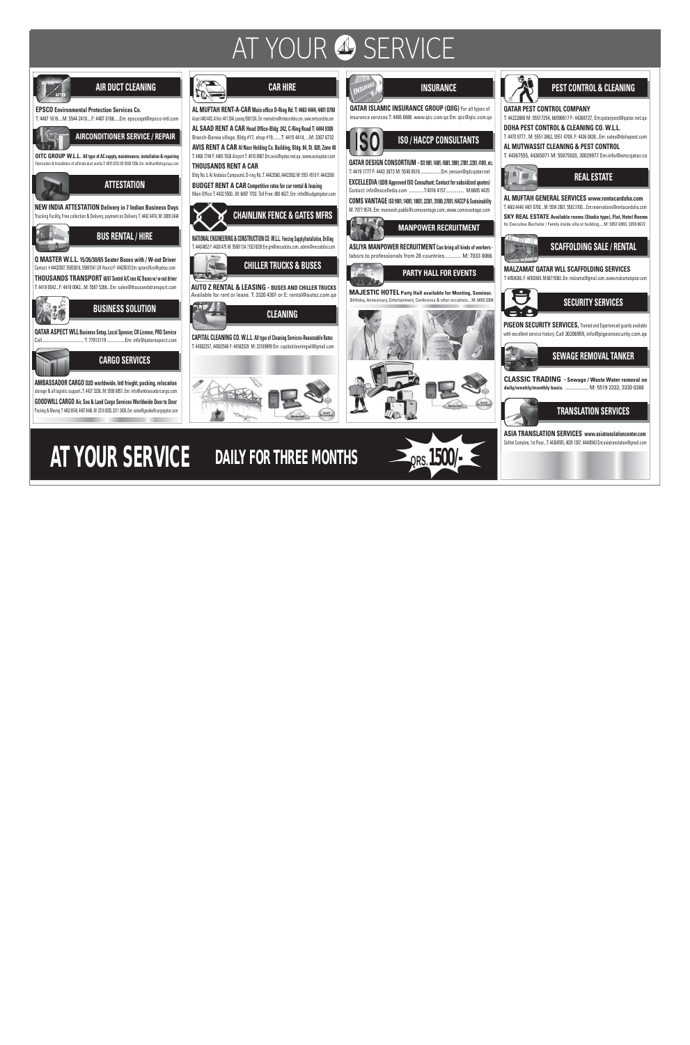# AT YOUR SERVICE

## AIR DUCT CLEANING

**EPSCO Environmental Protection Services Co.**
T: 4487 1616....M: 5544 2418....F: 4487 0166.....Em: epscoqat@epsco-intl.com

## AIRCONDITIONER SERVICE / REPAIR

**OITC GROUP W.L.L. All type of AC supply, maintenance, installation & repairing**
Fabrication & Installation of all kinds duct works.T: 4015 0722.M: 5550 7206..Em: ridhun@oitcgroup.com

## ATTESTATION

**NEW INDIA ATTESTATION Delivery in 7 Indian Business Days**
Tracking Facility, Free collection & Delivery, payment on Delivery T: 4442 4474, M: 3009 2444

## BUS RENTAL / HIRE

**Q MASTER W.L.L. 15/26/30/65 Seater Buses with / W-out Driver**
Contact # 44432887, 55853618, 55861541 (24 Hours) F: 44425610 Em: qataroffice@yahoo.com

**THOUSANDS TRANSPORT 66/67 Seated A/C non AC Buses w/ w-out driver**
T: 4418 0042...F: 4418 0042...M: 5587 5266...Em: sales@thousandstransport.com

## BUSINESS SOLUTION

**QATAR ASPECT WLL Business Setup, Local Sponsor, CR License, PRO Service**
Call................................ T: 77912119 ...............Em: info@qataraspect.com

## CARGO SERVICES

**AMBASSADOR CARGO D2D worldwide, Intl frieght, packing, relocation**
storage & all logistic support..T: 4437 3338...M: 5500 8857...Em: info@ambassadorcargo.com

**GOODWILL CARGO Air, Sea & Land Cargo Services Worldwide Door to Door**
Packing & Moving T: 4462 6549, 4487 8448, M: 3318 8200, 3311 3400, Em: sales@goodwillcargoqatar.com

## CAR HIRE

**AL MUFTAH RENT-A-CAR Main office D-Ring Rd. T: 4463 4444, 4401 0700**
Airport 4463 4433, Al khor 4411 3344, Leasing 5589 1334...Em: reservations@rentacardoha.com...www.rentacardoha.com

**AL SAAD RENT A CAR Head Office-Bldg: 242, C-Ring Road T: 4444 9300**
Branch-Barwa village, Bldg #17, shop #19........T: 4415 4414, ...M: 3307 6732

**AVIS RENT A CAR Al Nasr Holding Co. Building, Bldg. 84, St. 820, Zone 40**
T: 4466 7744 F: 4465 7626 Airport T: 4010 8887 Em:avis@qatar.net.qa, www.avisqatar.com

**THOUSANDS RENT A CAR**
Bldg No 3, Al Andalus Compound, D-ring Rd..T: 44423560, 44423562 M: 5551 4510 F: 44423561

**BUDGET RENT A CAR Competitive rates for car rental & leasing**
Main Office T: 4432 5500...M: 6697 1703. Toll Free: 800 4627, Em: info@budgetqatar.com

## CHAINLINK FENCE & GATES MFRS

**NATIONAL ENGINEERING & CONSTRUCTION CO. W.L.L. Fencing Supply/Installation, Drilling**
T: 44434852 F: 44361475 M: 55801134 / 55218209 Em: gm@necodoha.com, admin@necodoha.com

## CHILLER TRUCKS & BUSES

**AUTO Z RENTAL & LEASING - BUSES AND CHILLER TRUCKS**
Available for rent or lease. T: 3320 4301 or E: rental@autoz.com.qa

## CLEANING

**CAPITAL CLEANING CO. W.L.L. All type of Cleaning Services-Reasonable Rates**
T: 44582257, 44582546 F: 44582529 M: 33189899 Em: capitalcleaningwll@gmail.com

## INSURANCE

**QATAR ISLAMIC INSURANCE GROUP (QIIG)** For all types of insurance services.T: 4465 8888. www.qiic.com.qa Em: qiic@qiic.com.qa

## ISO / HACCP CONSULTANTS

**QATAR DESIGN CONSORTIUM - ISO 9001, 14001, 45001, 39001, 27001, 22301, 41001, etc.**
T: 4419 1777 F: 4443 3873 M: 5540 6516 ...............Em: jenson@qdcqatar.net

**EXCELLEDIA (QDB Approved ISO Consultant; Contact for subsidized quotes)**
Contact: info@excelledia.com ............T:4016 4157.............. M:6685 4425

**COMS VANTAGE ISO 9001, 14001, 18001, 22301, 31000, 27001, HACCP & Sustainability**
M: 7077 9574...Em: muneesh.pabbi@comsvantage.com..www.comsvantage.com

## MANPOWER RECRUITMENT

**ASLIYA MANPOWER RECRUITMENT Can bring all kinds of workers -** labors to professionals from 28 countries............ M: 7033 8066

## PARTY HALL FOR EVENTS

**MAJESTIC HOTEL Party Hall available for Meeting, Seminar,**
Birthday, Anniversary, Entertainment, Conference & other occasions....M: 6655 3309

## PEST CONTROL & CLEANING

**QATAR PEST CONTROL COMPANY**
T: 44222888 M: 55517254, 66590617 F: 44368727, Em:qatarpest@qatar.net.qa

**DOHA PEST CONTROL & CLEANING CO. W.L.L.**
T: 4470 9777.. M: 5551 3862, 5551 4709..F: 4436 0838...Em: sales@dohapest.com

**AL MUTWASSIT CLEANING & PEST CONTROL**
T: 44367555, 44365071 M: 55875920, 30029977 Em:info@amcqatar.co

## REAL ESTATE

**AL MUFTAH GENERAL SERVICES www.rentacardoha.com**
T: 4463 4444/ 4401 0700....M: 5554 2067, 5582 3100....Em:reservations@rentacardoha.com

**SKY REAL ESTATE Available rooms (Studio type), Flat, Hotel Rooms**
for Executive Bachelor / Family inside villa or building.....M: 5057 6959, 3359 8672

## SCAFFOLDING SALE / RENTAL

**MALZAMAT QATAR WLL SCAFFOLDING SERVICES**
T: 44504266, F: 44502489, M:66719063, Em: malzamat@gmail.com, www.malzamatqatar.com

## SECURITY SERVICES

**PIGEON SECURITY SERVICES,** Trained and Experienced guards available with excellent service history. Call 30206959, info@pigeonsecurity.com.qa

## SEWAGE REMOVAL TANKER

**CLASSIC TRADING - Sewage / Waste Water removal on daily/weekly/monthly basis.** ................ M: 5519 2332, 3330 0388

## TRANSLATION SERVICES

**ASIA TRANSLATION SERVICES www.asiatranslationcenter.com**
Salted Complex, 1st Floor...T: 44364595, 4029 1307, 44440943 Em:asiatranslation@gmail.com

**AT YOUR SERVICE DAILY FOR THREE MONTHS QRS. 1500/-**